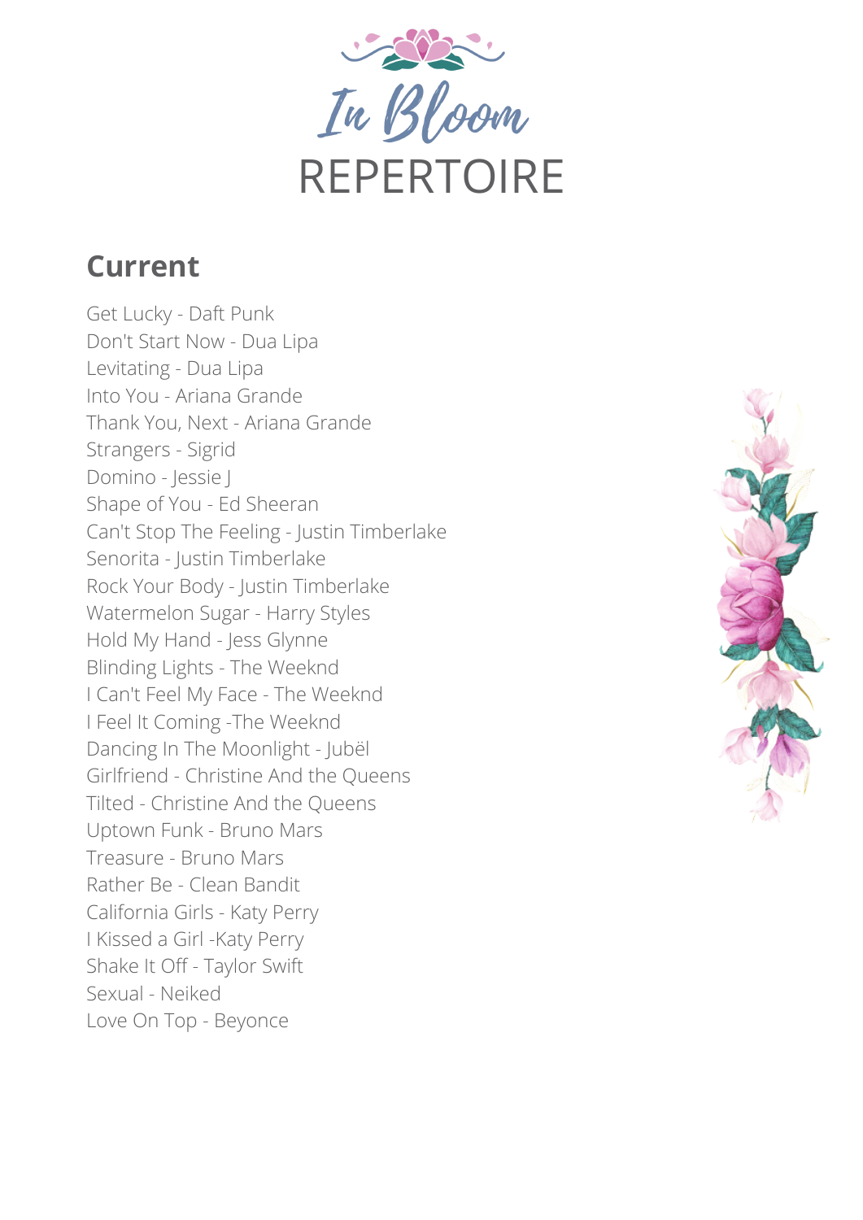# In Bloom

# REPERTOIRE

## Current

Get Lucky - Daft Punk
Don't Start Now - Dua Lipa
Levitating - Dua Lipa
Into You - Ariana Grande
Thank You, Next - Ariana Grande
Strangers - Sigrid
Domino - Jessie J
Shape of You - Ed Sheeran
Can't Stop The Feeling - Justin Timberlake
Senorita - Justin Timberlake
Rock Your Body - Justin Timberlake
Watermelon Sugar - Harry Styles
Hold My Hand - Jess Glynne
Blinding Lights - The Weeknd
I Can't Feel My Face - The Weeknd
I Feel It Coming -The Weeknd
Dancing In The Moonlight - Jubël
Girlfriend - Christine And the Queens
Tilted - Christine And the Queens
Uptown Funk - Bruno Mars
Treasure - Bruno Mars
Rather Be - Clean Bandit
California Girls - Katy Perry
I Kissed a Girl -Katy Perry
Shake It Off - Taylor Swift
Sexual - Neiked
Love On Top - Beyonce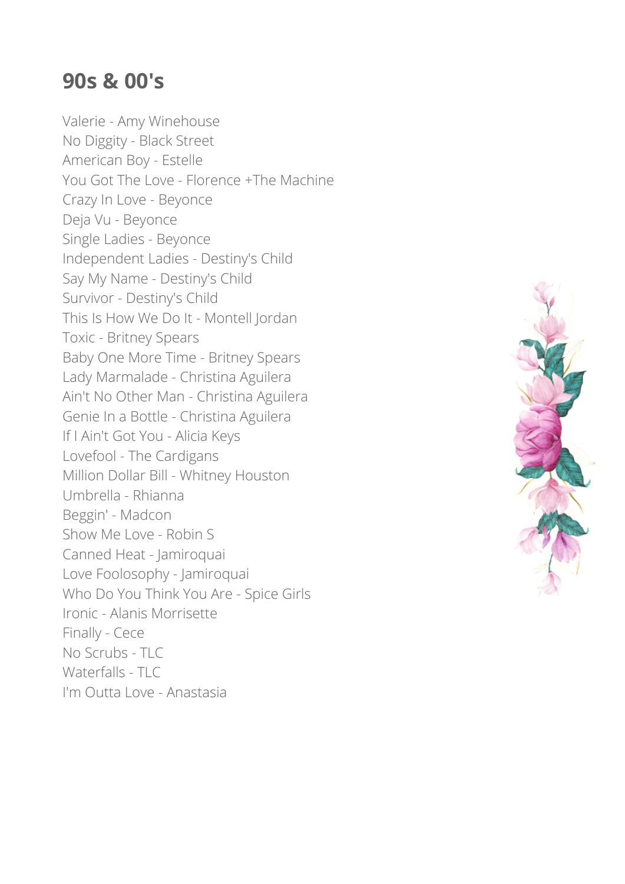## 90s & 00's

Valerie - Amy Winehouse
No Diggity - Black Street
American Boy - Estelle
You Got The Love - Florence +The Machine
Crazy In Love - Beyonce
Deja Vu - Beyonce
Single Ladies - Beyonce
Independent Ladies - Destiny's Child
Say My Name - Destiny's Child
Survivor - Destiny's Child
This Is How We Do It - Montell Jordan
Toxic - Britney Spears
Baby One More Time - Britney Spears
Lady Marmalade - Christina Aguilera
Ain't No Other Man - Christina Aguilera
Genie In a Bottle - Christina Aguilera
If I Ain't Got You - Alicia Keys
Lovefool - The Cardigans
Million Dollar Bill - Whitney Houston
Umbrella - Rhianna
Beggin' - Madcon
Show Me Love - Robin S
Canned Heat - Jamiroquai
Love Foolosophy - Jamiroquai
Who Do You Think You Are - Spice Girls
Ironic - Alanis Morrisette
Finally - Cece
No Scrubs - TLC
Waterfalls - TLC
I'm Outta Love - Anastasia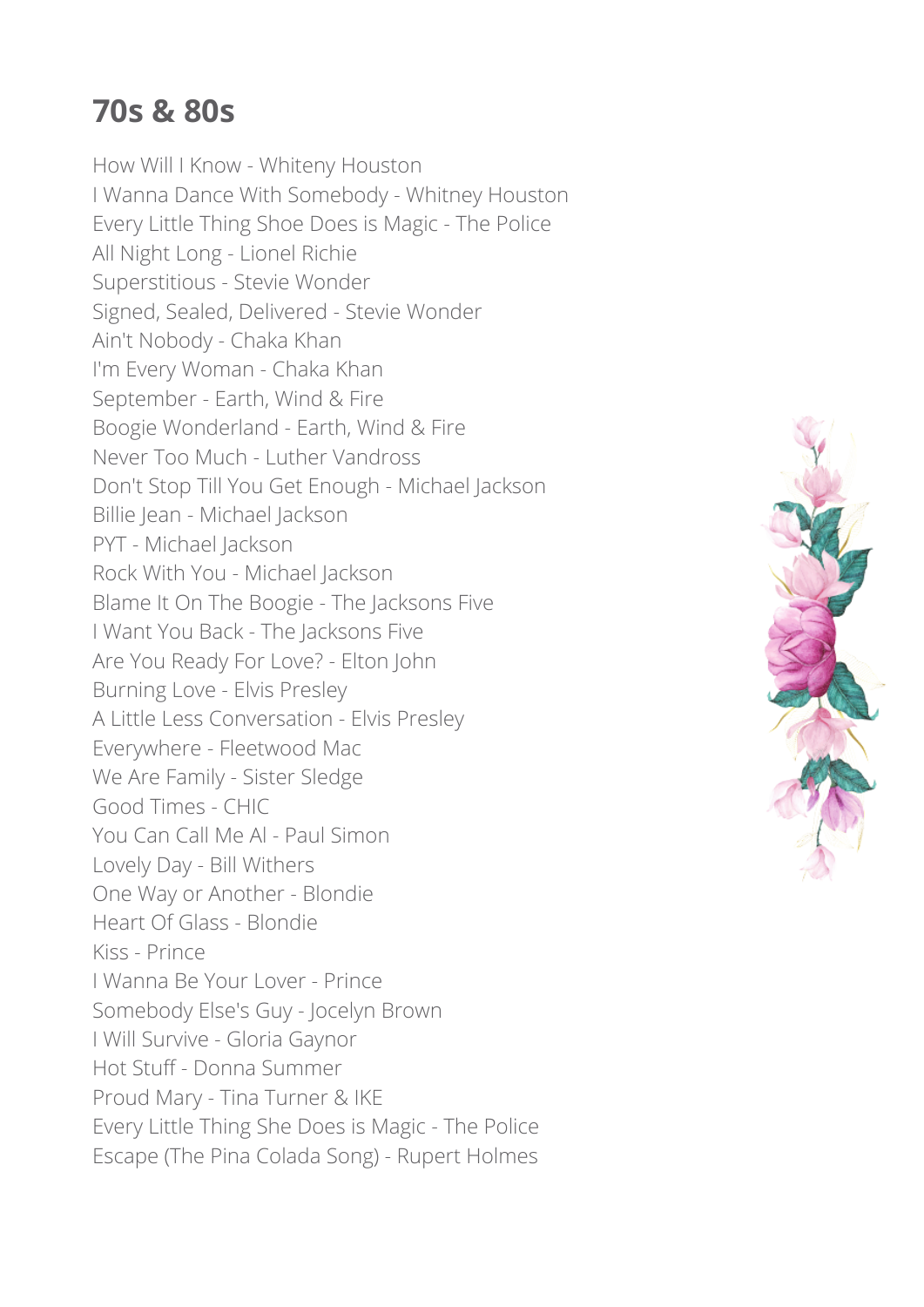## 70s & 80s

How Will I Know - Whiteny Houston
I Wanna Dance With Somebody - Whitney Houston
Every Little Thing Shoe Does is Magic - The Police
All Night Long - Lionel Richie
Superstitious - Stevie Wonder
Signed, Sealed, Delivered - Stevie Wonder
Ain't Nobody - Chaka Khan
I'm Every Woman - Chaka Khan
September - Earth, Wind & Fire
Boogie Wonderland - Earth, Wind & Fire
Never Too Much - Luther Vandross
Don't Stop Till You Get Enough - Michael Jackson
Billie Jean - Michael Jackson
PYT - Michael Jackson
Rock With You - Michael Jackson
Blame It On The Boogie - The Jacksons Five
I Want You Back - The Jacksons Five
Are You Ready For Love? - Elton John
Burning Love - Elvis Presley
A Little Less Conversation - Elvis Presley
Everywhere - Fleetwood Mac
We Are Family - Sister Sledge
Good Times - CHIC
You Can Call Me Al - Paul Simon
Lovely Day - Bill Withers
One Way or Another - Blondie
Heart Of Glass - Blondie
Kiss - Prince
I Wanna Be Your Lover - Prince
Somebody Else's Guy - Jocelyn Brown
I Will Survive - Gloria Gaynor
Hot Stuff - Donna Summer
Proud Mary - Tina Turner & IKE
Every Little Thing She Does is Magic - The Police
Escape (The Pina Colada Song) - Rupert Holmes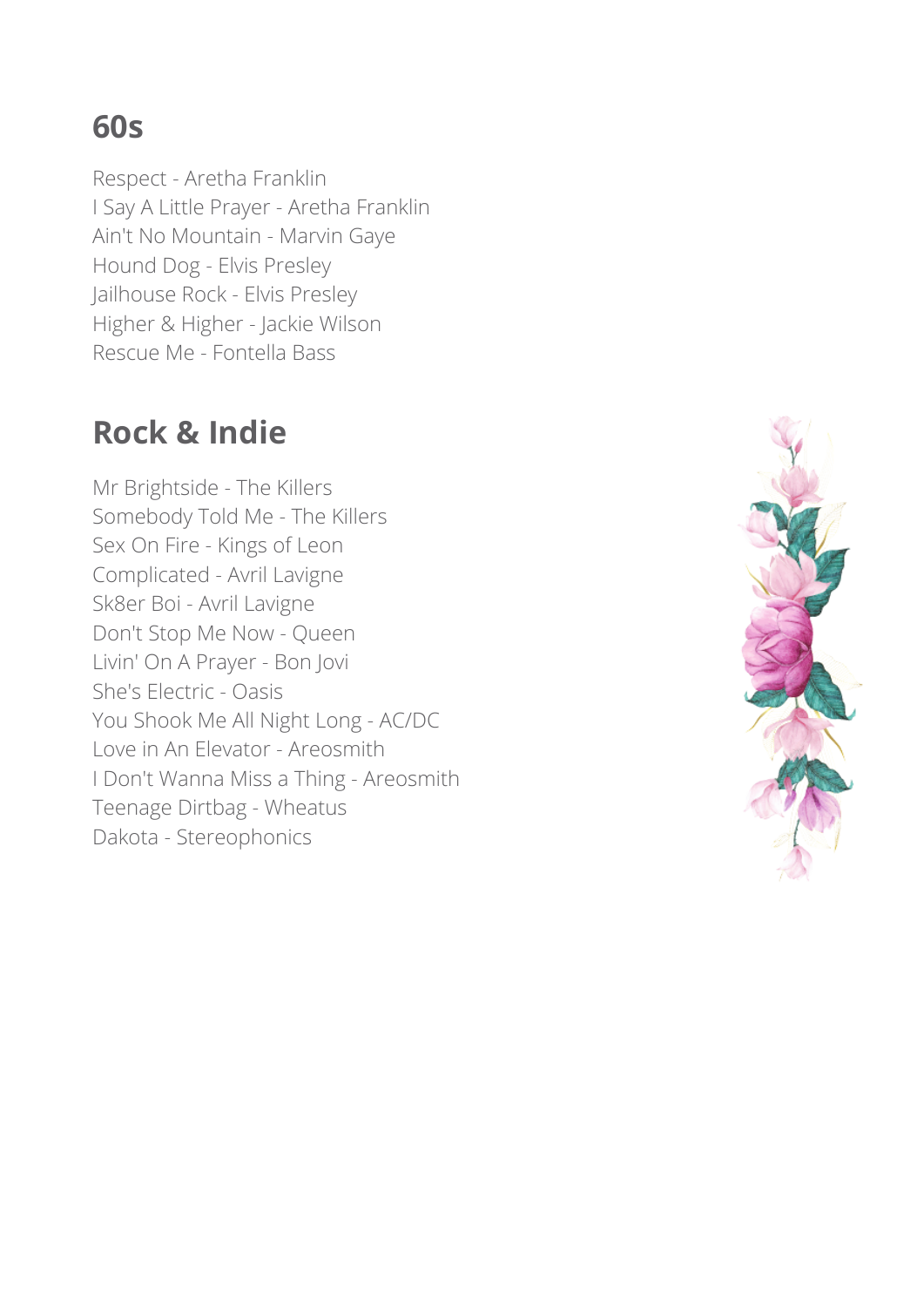## 60s

Respect - Aretha Franklin
I Say A Little Prayer - Aretha Franklin
Ain't No Mountain - Marvin Gaye
Hound Dog - Elvis Presley
Jailhouse Rock - Elvis Presley
Higher & Higher - Jackie Wilson
Rescue Me - Fontella Bass

## Rock & Indie

Mr Brightside - The Killers
Somebody Told Me - The Killers
Sex On Fire - Kings of Leon
Complicated - Avril Lavigne
Sk8er Boi - Avril Lavigne
Don't Stop Me Now - Queen
Livin' On A Prayer - Bon Jovi
She's Electric - Oasis
You Shook Me All Night Long - AC/DC
Love in An Elevator - Areosmith
I Don't Wanna Miss a Thing - Areosmith
Teenage Dirtbag - Wheatus
Dakota - Stereophonics